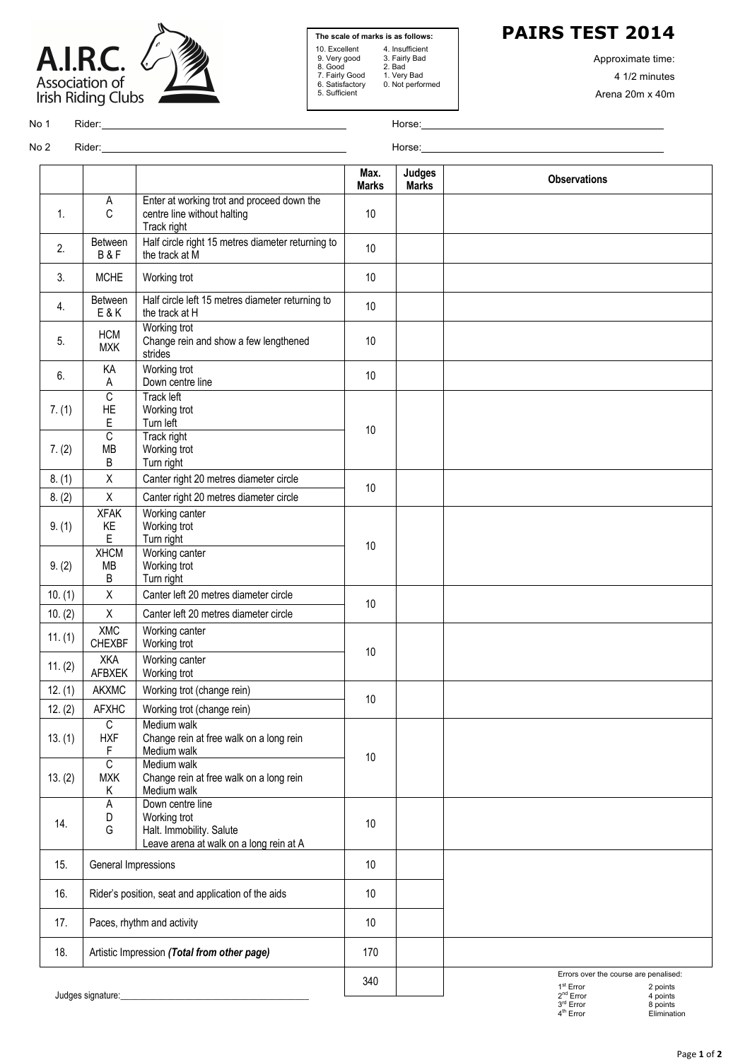A.I.R.C. Association of Irish Riding Clubs

# PAIRS TEST 2014

**The scale of marks is as follows:**

| | |
|---|---|
| 10. Excellent | 4. Insufficient |
| 9. Very good | 3. Fairly Bad |
| 8. Good | 2. Bad |
| 7. Fairly Good | 1. Very Bad |
| 6. Satisfactory | 0. Not performed |
| 5. Sufficient | |

Approximate time: 4 1/2 minutes

Arena 20m x 40m

No 1 Rider:______________________ Horse:______________________

No 2 Rider:______________________ Horse:______________________

| | | | Max. Marks | Judges Marks | Observations |
|---|---|---|---|---|---|
| 1. | A<br>C | Enter at working trot and proceed down the centre line without halting<br>Track right | 10 | | |
| 2. | Between B & F | Half circle right 15 metres diameter returning to the track at M | 10 | | |
| 3. | MCHE | Working trot | 10 | | |
| 4. | Between E & K | Half circle left 15 metres diameter returning to the track at H | 10 | | |
| 5. | HCM<br>MXK | Working trot<br>Change rein and show a few lengthened strides | 10 | | |
| 6. | KA<br>A | Working trot<br>Down centre line | 10 | | |
| 7. (1) | C<br>HE<br>E | Track left<br>Working trot<br>Turn left | 10 | | |
| 7. (2) | C<br>MB<br>B | Track right<br>Working trot<br>Turn right | | | |
| 8. (1) | X | Canter right 20 metres diameter circle | 10 | | |
| 8. (2) | X | Canter right 20 metres diameter circle | | | |
| 9. (1) | XFAK<br>KE<br>E | Working canter<br>Working trot<br>Turn right | 10 | | |
| 9. (2) | XHCM<br>MB<br>B | Working canter<br>Working trot<br>Turn right | | | |
| 10. (1) | X | Canter left 20 metres diameter circle | 10 | | |
| 10. (2) | X | Canter left 20 metres diameter circle | | | |
| 11. (1) | XMC<br>CHEXBF | Working canter<br>Working trot | 10 | | |
| 11. (2) | XKA<br>AFBXEK | Working canter<br>Working trot | | | |
| 12. (1) | AKXMC | Working trot (change rein) | 10 | | |
| 12. (2) | AFXHC | Working trot (change rein) | | | |
| 13. (1) | C<br>HXF<br>F | Medium walk<br>Change rein at free walk on a long rein<br>Medium walk | 10 | | |
| 13. (2) | C<br>MXK<br>K | Medium walk<br>Change rein at free walk on a long rein<br>Medium walk | | | |
| 14. | A<br>D<br>G | Down centre line<br>Working trot<br>Halt. Immobility. Salute<br>Leave arena at walk on a long rein at A | 10 | | |
| 15. | General Impressions | | 10 | | |
| 16. | Rider's position, seat and application of the aids | | 10 | | |
| 17. | Paces, rhythm and activity | | 10 | | |
| 18. | Artistic Impression ***(Total from other page)*** | | 170 | | |
| | | | 340 | | |

Judges signature:______________________

Errors over the course are penalised:

| | |
|---|---|
| 1st Error | 2 points |
| 2nd Error | 4 points |
| 3rd Error | 8 points |
| 4th Error | Elimination |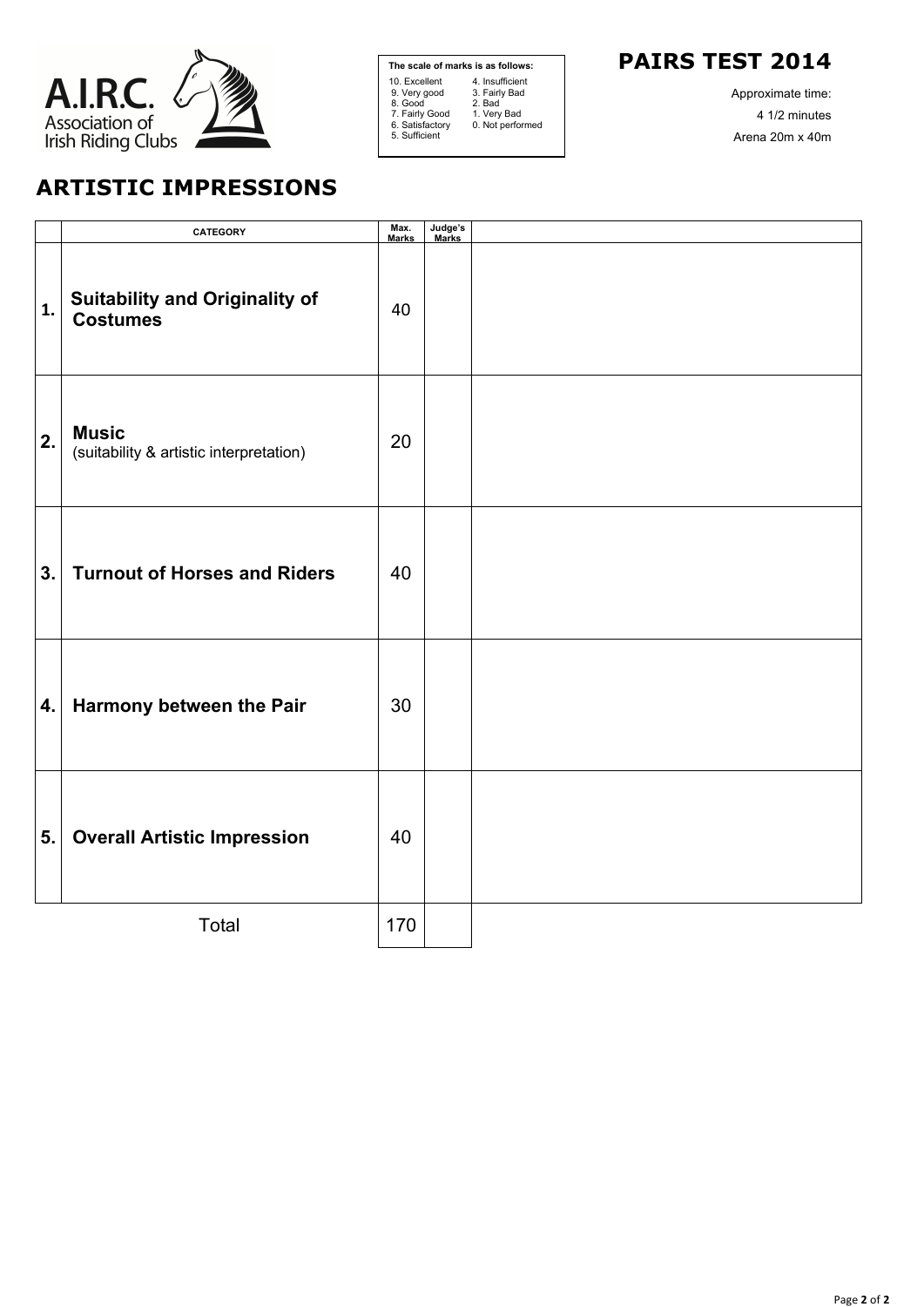A.I.R.C.
Association of
Irish Riding Clubs

**The scale of marks is as follows:**

| | |
|---|---|
| 10. Excellent | 4. Insufficient |
| 9. Very good | 3. Fairly Bad |
| 8. Good | 2. Bad |
| 7. Fairly Good | 1. Very Bad |
| 6. Satisfactory | 0. Not performed |
| 5. Sufficient | |

## PAIRS TEST 2014

Approximate time:
4 1/2 minutes
Arena 20m x 40m

## ARTISTIC IMPRESSIONS

| | CATEGORY | Max. Marks | Judge's Marks | |
|---|---|---|---|---|
| 1. | **Suitability and Originality of Costumes** | 40 | | |
| 2. | **Music** (suitability & artistic interpretation) | 20 | | |
| 3. | **Turnout of Horses and Riders** | 40 | | |
| 4. | **Harmony between the Pair** | 30 | | |
| 5. | **Overall Artistic Impression** | 40 | | |
| | Total | 170 | | |